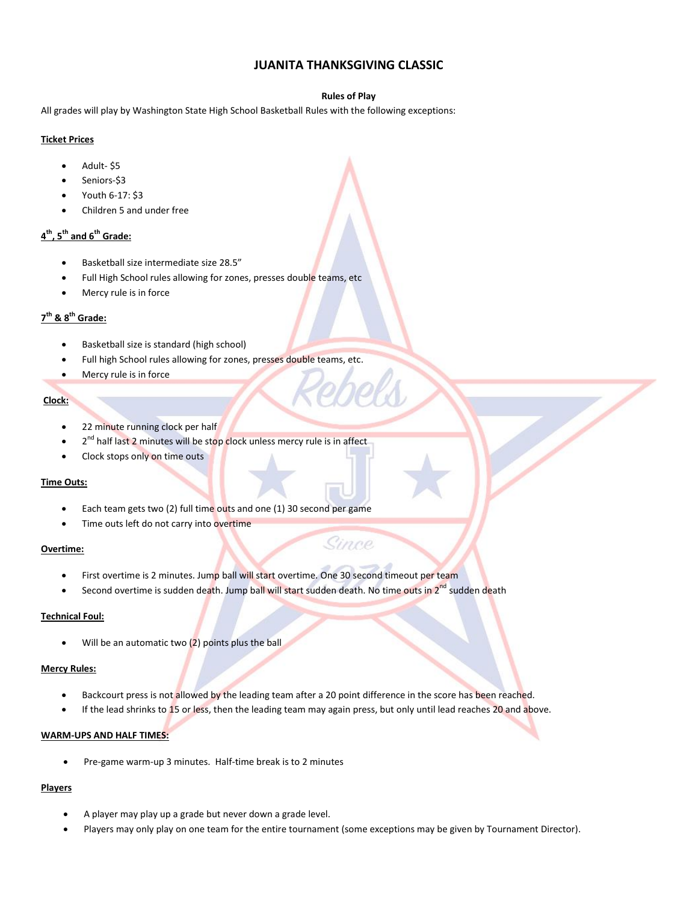# JUANITA THANKSGIVING CLASSIC

**Rules of Play**

All grades will play by Washington State High School Basketball Rules with the following exceptions:

**Ticket Prices**

- Adult- $5
- Seniors-$3
- Youth 6-17: $3
- Children 5 and under free

**4th, 5th and 6th Grade:**

- Basketball size intermediate size 28.5"
- Full High School rules allowing for zones, presses double teams, etc
- Mercy rule is in force

**7th & 8th Grade:**

- Basketball size is standard (high school)
- Full high School rules allowing for zones, presses double teams, etc.
- Mercy rule is in force

**Clock:**

- 22 minute running clock per half
- 2nd half last 2 minutes will be stop clock unless mercy rule is in affect
- Clock stops only on time outs

**Time Outs:**

- Each team gets two (2) full time outs and one (1) 30 second per game
- Time outs left do not carry into overtime

**Overtime:**

- First overtime is 2 minutes. Jump ball will start overtime. One 30 second timeout per team
- Second overtime is sudden death. Jump ball will start sudden death. No time outs in 2nd sudden death

**Technical Foul:**

- Will be an automatic two (2) points plus the ball

**Mercy Rules:**

- Backcourt press is not allowed by the leading team after a 20 point difference in the score has been reached.
- If the lead shrinks to 15 or less, then the leading team may again press, but only until lead reaches 20 and above.

**WARM-UPS AND HALF TIMES:**

- Pre-game warm-up 3 minutes. Half-time break is to 2 minutes

**Players**

- A player may play up a grade but never down a grade level.
- Players may only play on one team for the entire tournament (some exceptions may be given by Tournament Director).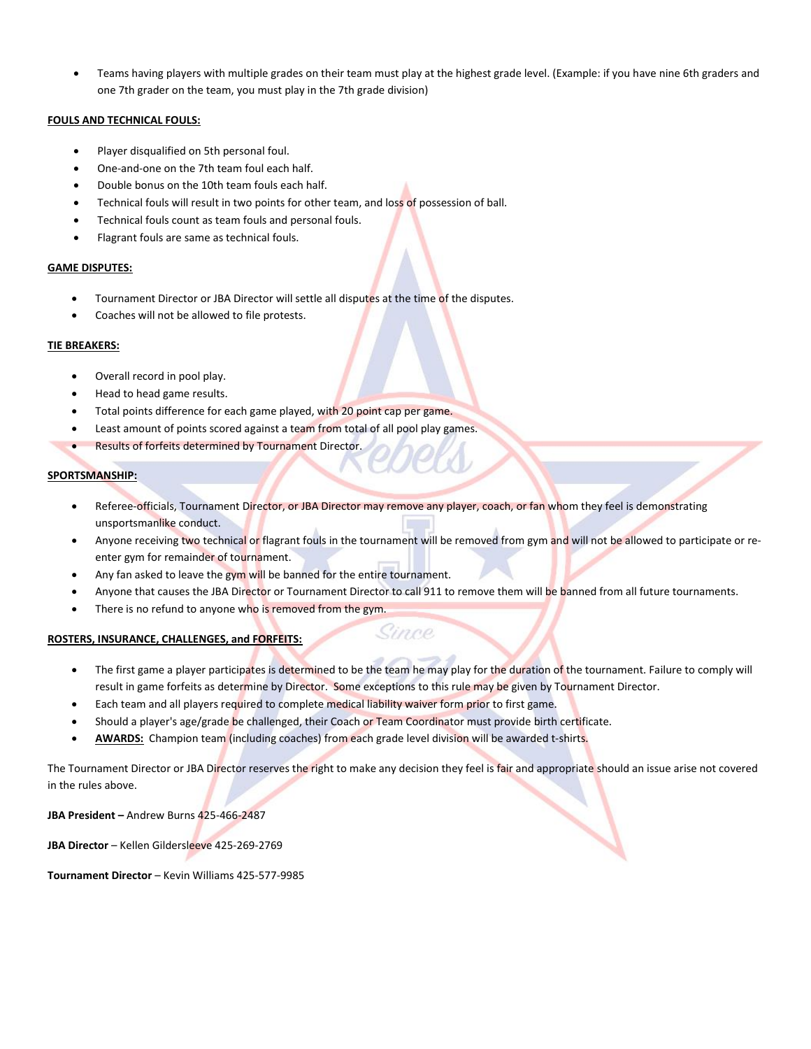- Teams having players with multiple grades on their team must play at the highest grade level. (Example: if you have nine 6th graders and one 7th grader on the team, you must play in the 7th grade division)

**FOULS AND TECHNICAL FOULS:**

- Player disqualified on 5th personal foul.
- One-and-one on the 7th team foul each half.
- Double bonus on the 10th team fouls each half.
- Technical fouls will result in two points for other team, and loss of possession of ball.
- Technical fouls count as team fouls and personal fouls.
- Flagrant fouls are same as technical fouls.

**GAME DISPUTES:**

- Tournament Director or JBA Director will settle all disputes at the time of the disputes.
- Coaches will not be allowed to file protests.

**TIE BREAKERS:**

- Overall record in pool play.
- Head to head game results.
- Total points difference for each game played, with 20 point cap per game.
- Least amount of points scored against a team from total of all pool play games.
- Results of forfeits determined by Tournament Director.

**SPORTSMANSHIP:**

- Referee-officials, Tournament Director, or JBA Director may remove any player, coach, or fan whom they feel is demonstrating unsportsmanlike conduct.
- Anyone receiving two technical or flagrant fouls in the tournament will be removed from gym and will not be allowed to participate or re-enter gym for remainder of tournament.
- Any fan asked to leave the gym will be banned for the entire tournament.
- Anyone that causes the JBA Director or Tournament Director to call 911 to remove them will be banned from all future tournaments.
- There is no refund to anyone who is removed from the gym.

**ROSTERS, INSURANCE, CHALLENGES, and FORFEITS:**

- The first game a player participates is determined to be the team he may play for the duration of the tournament. Failure to comply will result in game forfeits as determine by Director. Some exceptions to this rule may be given by Tournament Director.
- Each team and all players required to complete medical liability waiver form prior to first game.
- Should a player's age/grade be challenged, their Coach or Team Coordinator must provide birth certificate.
- **AWARDS:** Champion team (including coaches) from each grade level division will be awarded t-shirts.

The Tournament Director or JBA Director reserves the right to make any decision they feel is fair and appropriate should an issue arise not covered in the rules above.

**JBA President –** Andrew Burns 425-466-2487

**JBA Director** – Kellen Gildersleeve 425-269-2769

**Tournament Director** – Kevin Williams 425-577-9985